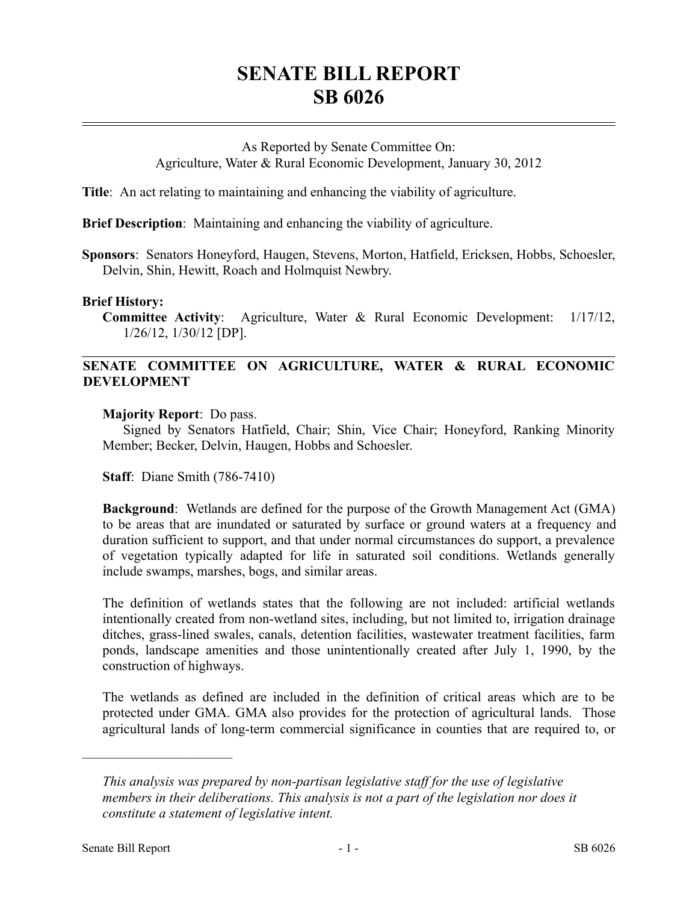# SENATE BILL REPORT
# SB 6026

As Reported by Senate Committee On:
Agriculture, Water & Rural Economic Development, January 30, 2012

**Title**: An act relating to maintaining and enhancing the viability of agriculture.

**Brief Description**: Maintaining and enhancing the viability of agriculture.

**Sponsors**: Senators Honeyford, Haugen, Stevens, Morton, Hatfield, Ericksen, Hobbs, Schoesler, Delvin, Shin, Hewitt, Roach and Holmquist Newbry.

**Brief History:**

**Committee Activity**: Agriculture, Water & Rural Economic Development: 1/17/12, 1/26/12, 1/30/12 [DP].

## SENATE COMMITTEE ON AGRICULTURE, WATER & RURAL ECONOMIC DEVELOPMENT

**Majority Report**: Do pass.

Signed by Senators Hatfield, Chair; Shin, Vice Chair; Honeyford, Ranking Minority Member; Becker, Delvin, Haugen, Hobbs and Schoesler.

**Staff**: Diane Smith (786-7410)

**Background**: Wetlands are defined for the purpose of the Growth Management Act (GMA) to be areas that are inundated or saturated by surface or ground waters at a frequency and duration sufficient to support, and that under normal circumstances do support, a prevalence of vegetation typically adapted for life in saturated soil conditions. Wetlands generally include swamps, marshes, bogs, and similar areas.

The definition of wetlands states that the following are not included: artificial wetlands intentionally created from non-wetland sites, including, but not limited to, irrigation drainage ditches, grass-lined swales, canals, detention facilities, wastewater treatment facilities, farm ponds, landscape amenities and those unintentionally created after July 1, 1990, by the construction of highways.

The wetlands as defined are included in the definition of critical areas which are to be protected under GMA. GMA also provides for the protection of agricultural lands. Those agricultural lands of long-term commercial significance in counties that are required to, or

---

*This analysis was prepared by non-partisan legislative staff for the use of legislative members in their deliberations. This analysis is not a part of the legislation nor does it constitute a statement of legislative intent.*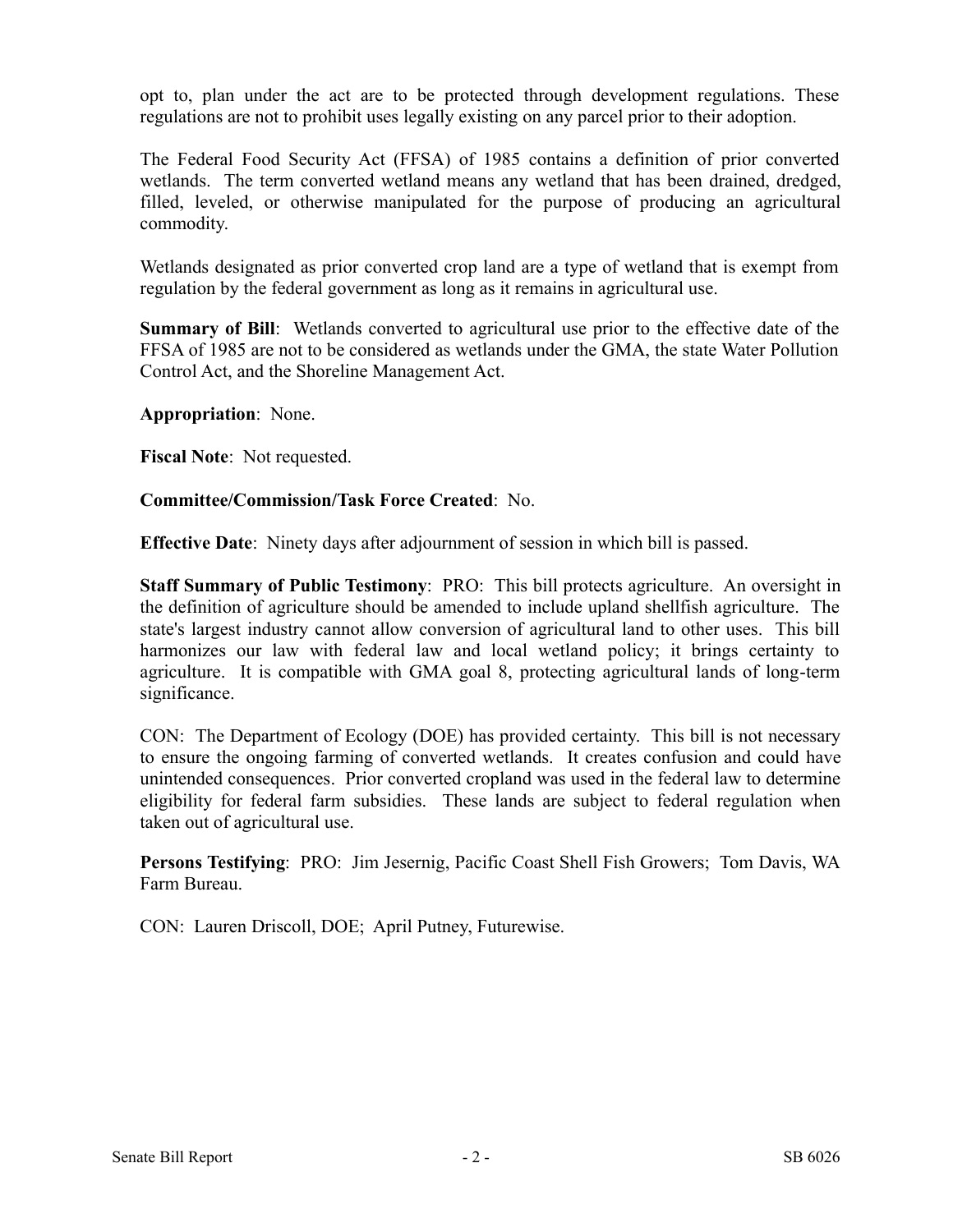opt to, plan under the act are to be protected through development regulations. These regulations are not to prohibit uses legally existing on any parcel prior to their adoption.

The Federal Food Security Act (FFSA) of 1985 contains a definition of prior converted wetlands. The term converted wetland means any wetland that has been drained, dredged, filled, leveled, or otherwise manipulated for the purpose of producing an agricultural commodity.

Wetlands designated as prior converted crop land are a type of wetland that is exempt from regulation by the federal government as long as it remains in agricultural use.

**Summary of Bill**: Wetlands converted to agricultural use prior to the effective date of the FFSA of 1985 are not to be considered as wetlands under the GMA, the state Water Pollution Control Act, and the Shoreline Management Act.

**Appropriation**: None.

**Fiscal Note**: Not requested.

**Committee/Commission/Task Force Created**: No.

**Effective Date**: Ninety days after adjournment of session in which bill is passed.

**Staff Summary of Public Testimony**: PRO: This bill protects agriculture. An oversight in the definition of agriculture should be amended to include upland shellfish agriculture. The state's largest industry cannot allow conversion of agricultural land to other uses. This bill harmonizes our law with federal law and local wetland policy; it brings certainty to agriculture. It is compatible with GMA goal 8, protecting agricultural lands of long-term significance.

CON: The Department of Ecology (DOE) has provided certainty. This bill is not necessary to ensure the ongoing farming of converted wetlands. It creates confusion and could have unintended consequences. Prior converted cropland was used in the federal law to determine eligibility for federal farm subsidies. These lands are subject to federal regulation when taken out of agricultural use.

**Persons Testifying**: PRO: Jim Jesernig, Pacific Coast Shell Fish Growers; Tom Davis, WA Farm Bureau.

CON: Lauren Driscoll, DOE; April Putney, Futurewise.